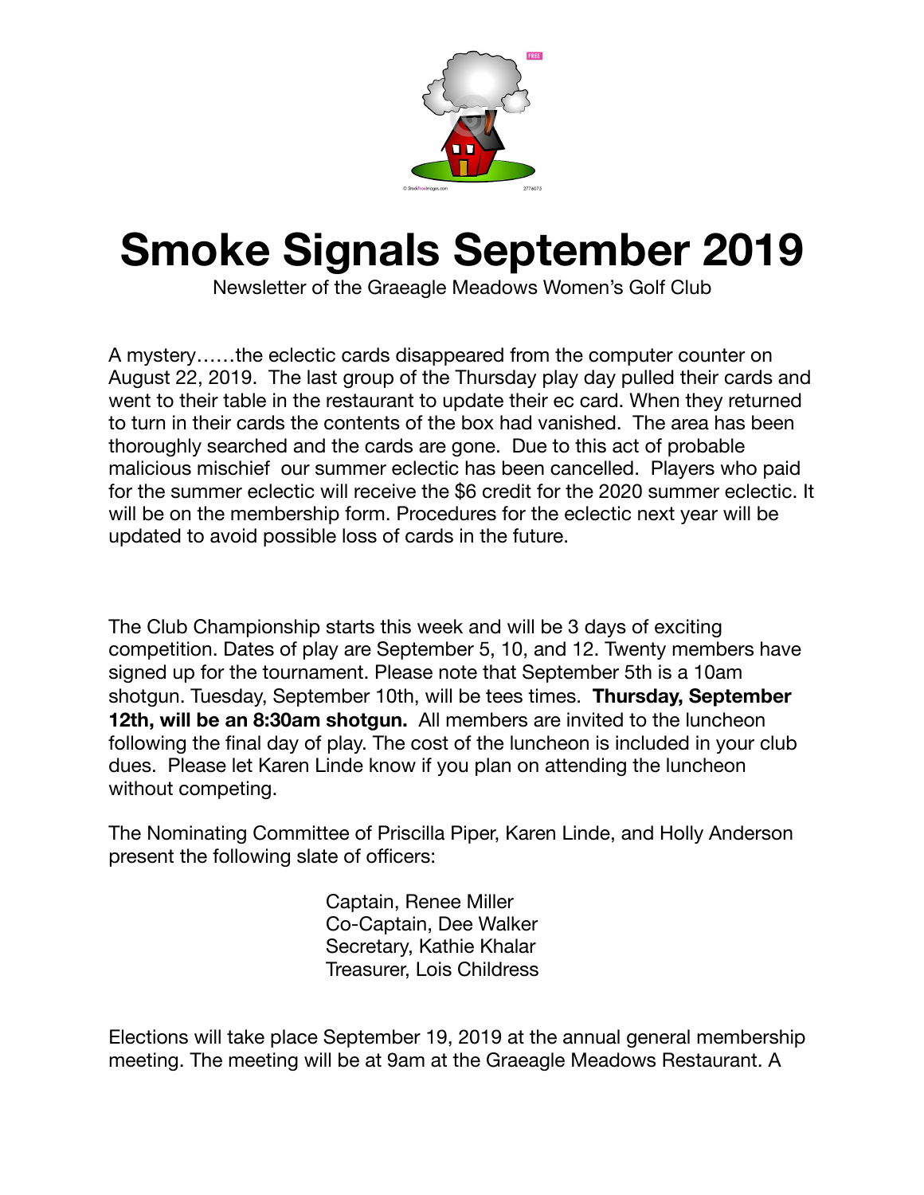# Smoke Signals September 2019

Newsletter of the Graeagle Meadows Women's Golf Club

A mystery……the eclectic cards disappeared from the computer counter on August 22, 2019. The last group of the Thursday play day pulled their cards and went to their table in the restaurant to update their ec card. When they returned to turn in their cards the contents of the box had vanished. The area has been thoroughly searched and the cards are gone. Due to this act of probable malicious mischief our summer eclectic has been cancelled. Players who paid for the summer eclectic will receive the $6 credit for the 2020 summer eclectic. It will be on the membership form. Procedures for the eclectic next year will be updated to avoid possible loss of cards in the future.

The Club Championship starts this week and will be 3 days of exciting competition. Dates of play are September 5, 10, and 12. Twenty members have signed up for the tournament. Please note that September 5th is a 10am shotgun. Tuesday, September 10th, will be tees times. **Thursday, September 12th, will be an 8:30am shotgun.** All members are invited to the luncheon following the final day of play. The cost of the luncheon is included in your club dues. Please let Karen Linde know if you plan on attending the luncheon without competing.

The Nominating Committee of Priscilla Piper, Karen Linde, and Holly Anderson present the following slate of officers:

Captain, Renee Miller
Co-Captain, Dee Walker
Secretary, Kathie Khalar
Treasurer, Lois Childress

Elections will take place September 19, 2019 at the annual general membership meeting. The meeting will be at 9am at the Graeagle Meadows Restaurant. A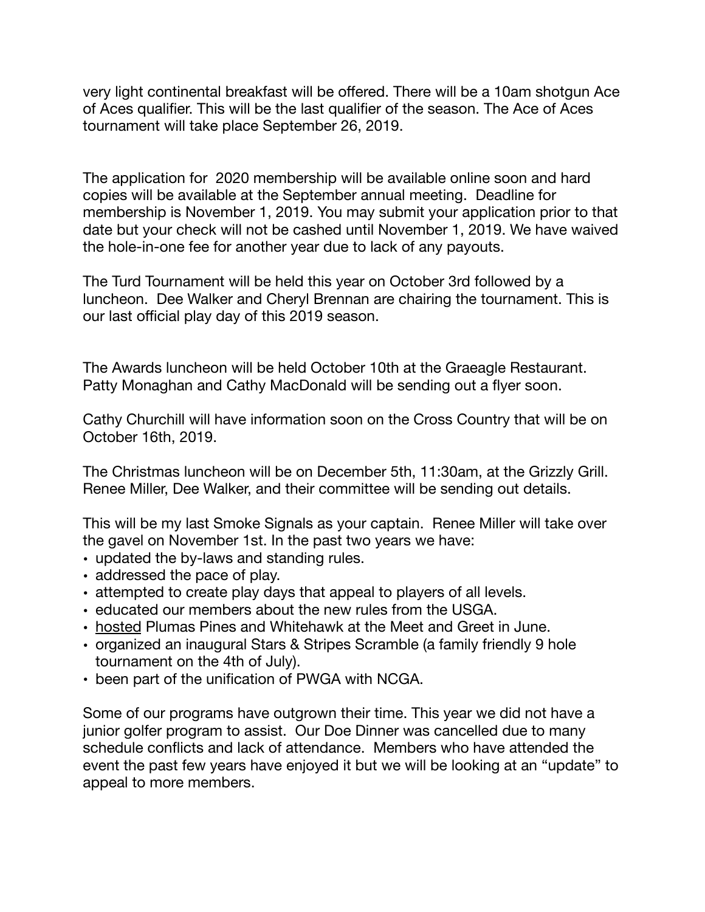very light continental breakfast will be offered. There will be a 10am shotgun Ace of Aces qualifier. This will be the last qualifier of the season. The Ace of Aces tournament will take place September 26, 2019.

The application for 2020 membership will be available online soon and hard copies will be available at the September annual meeting. Deadline for membership is November 1, 2019. You may submit your application prior to that date but your check will not be cashed until November 1, 2019. We have waived the hole-in-one fee for another year due to lack of any payouts.

The Turd Tournament will be held this year on October 3rd followed by a luncheon. Dee Walker and Cheryl Brennan are chairing the tournament. This is our last official play day of this 2019 season.

The Awards luncheon will be held October 10th at the Graeagle Restaurant. Patty Monaghan and Cathy MacDonald will be sending out a flyer soon.

Cathy Churchill will have information soon on the Cross Country that will be on October 16th, 2019.

The Christmas luncheon will be on December 5th, 11:30am, at the Grizzly Grill. Renee Miller, Dee Walker, and their committee will be sending out details.

This will be my last Smoke Signals as your captain. Renee Miller will take over the gavel on November 1st. In the past two years we have:

- updated the by-laws and standing rules.
- addressed the pace of play.
- attempted to create play days that appeal to players of all levels.
- educated our members about the new rules from the USGA.
- <u>hosted</u> Plumas Pines and Whitehawk at the Meet and Greet in June.
- organized an inaugural Stars & Stripes Scramble (a family friendly 9 hole tournament on the 4th of July).
- been part of the unification of PWGA with NCGA.

Some of our programs have outgrown their time. This year we did not have a junior golfer program to assist. Our Doe Dinner was cancelled due to many schedule conflicts and lack of attendance. Members who have attended the event the past few years have enjoyed it but we will be looking at an "update" to appeal to more members.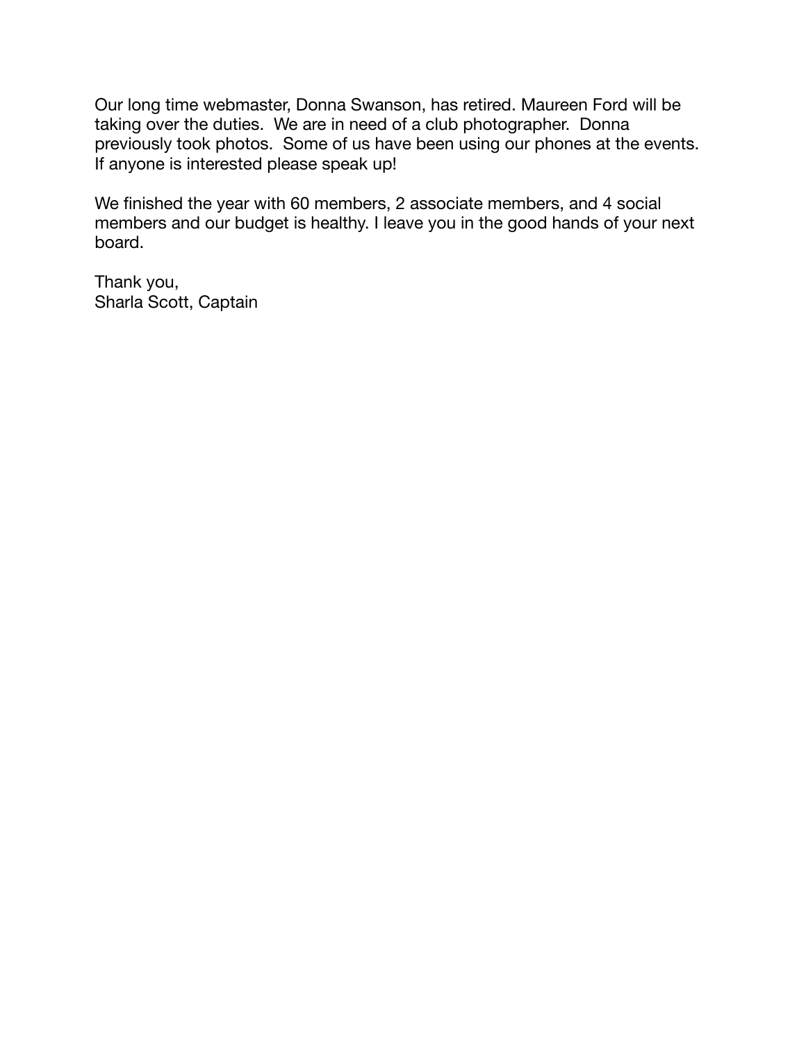Our long time webmaster, Donna Swanson, has retired. Maureen Ford will be taking over the duties. We are in need of a club photographer. Donna previously took photos. Some of us have been using our phones at the events. If anyone is interested please speak up!

We finished the year with 60 members, 2 associate members, and 4 social members and our budget is healthy. I leave you in the good hands of your next board.

Thank you,
Sharla Scott, Captain